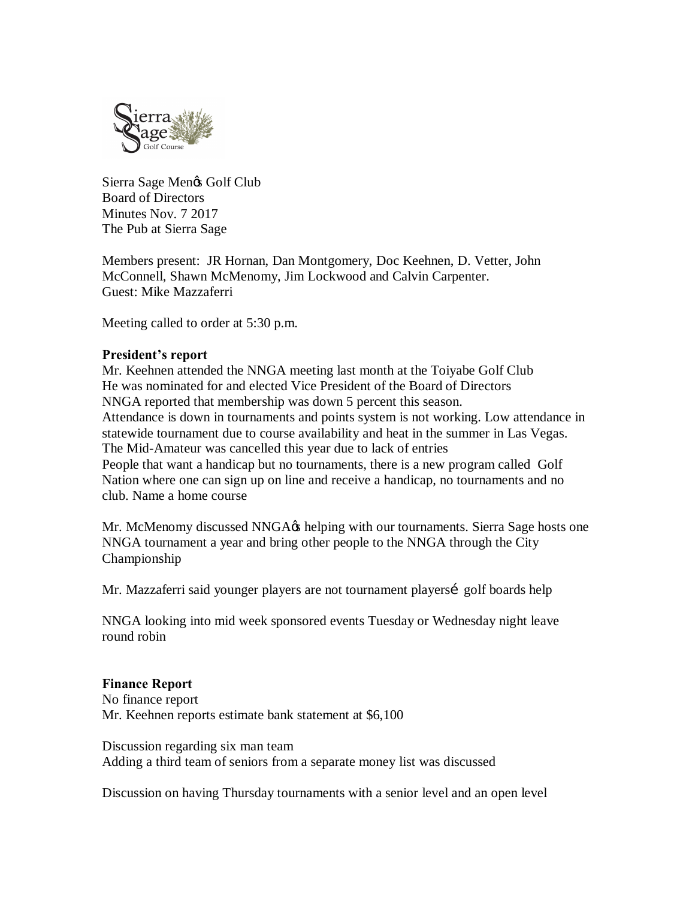Sierra Sage Menœ Golf Club
Board of Directors
Minutes Nov. 7 2017
The Pub at Sierra Sage

Members present: JR Hornan, Dan Montgomery, Doc Keehnen, D. Vetter, John McConnell, Shawn McMenomy, Jim Lockwood and Calvin Carpenter.
Guest: Mike Mazzaferri

Meeting called to order at 5:30 p.m.

**President's report**
Mr. Keehnen attended the NNGA meeting last month at the Toiyabe Golf Club
He was nominated for and elected Vice President of the Board of Directors
NNGA reported that membership was down 5 percent this season.
Attendance is down in tournaments and points system is not working. Low attendance in statewide tournament due to course availability and heat in the summer in Las Vegas.
The Mid-Amateur was cancelled this year due to lack of entries
People that want a handicap but no tournaments, there is a new program called Golf Nation where one can sign up on line and receive a handicap, no tournaments and no club. Name a home course

Mr. McMenomy discussed NNGAœ helping with our tournaments. Sierra Sage hosts one NNGA tournament a year and bring other people to the NNGA through the City Championship

Mr. Mazzaferri said younger players are not tournament playersé golf boards help

NNGA looking into mid week sponsored events Tuesday or Wednesday night leave round robin

**Finance Report**
No finance report
Mr. Keehnen reports estimate bank statement at $6,100

Discussion regarding six man team
Adding a third team of seniors from a separate money list was discussed

Discussion on having Thursday tournaments with a senior level and an open level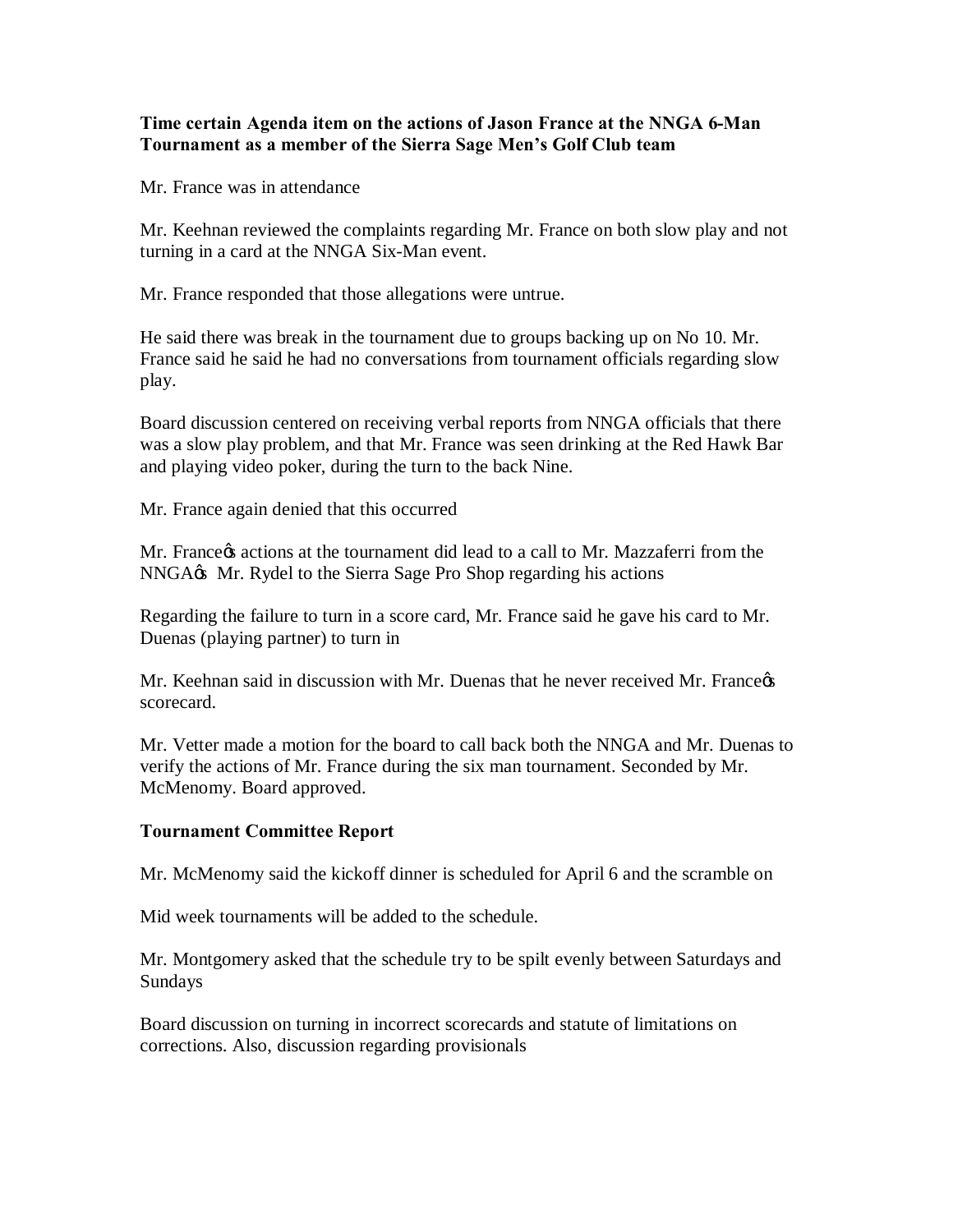**Time certain Agenda item on the actions of Jason France at the NNGA 6-Man Tournament as a member of the Sierra Sage Men's Golf Club team**

Mr. France was in attendance

Mr. Keehnan reviewed the complaints regarding Mr. France on both slow play and not turning in a card at the NNGA Six-Man event.

Mr. France responded that those allegations were untrue.

He said there was break in the tournament due to groups backing up on No 10. Mr. France said he said he had no conversations from tournament officials regarding slow play.

Board discussion centered on receiving verbal reports from NNGA officials that there was a slow play problem, and that Mr. France was seen drinking at the Red Hawk Bar and playing video poker, during the turn to the back Nine.

Mr. France again denied that this occurred

Mr. France's actions at the tournament did lead to a call to Mr. Mazzaferri from the NNGA's Mr. Rydel to the Sierra Sage Pro Shop regarding his actions

Regarding the failure to turn in a score card, Mr. France said he gave his card to Mr. Duenas (playing partner) to turn in

Mr. Keehnan said in discussion with Mr. Duenas that he never received Mr. France's scorecard.

Mr. Vetter made a motion for the board to call back both the NNGA and Mr. Duenas to verify the actions of Mr. France during the six man tournament. Seconded by Mr. McMenomy. Board approved.

**Tournament Committee Report**

Mr. McMenomy said the kickoff dinner is scheduled for April 6 and the scramble on

Mid week tournaments will be added to the schedule.

Mr. Montgomery asked that the schedule try to be spilt evenly between Saturdays and Sundays

Board discussion on turning in incorrect scorecards and statute of limitations on corrections. Also, discussion regarding provisionals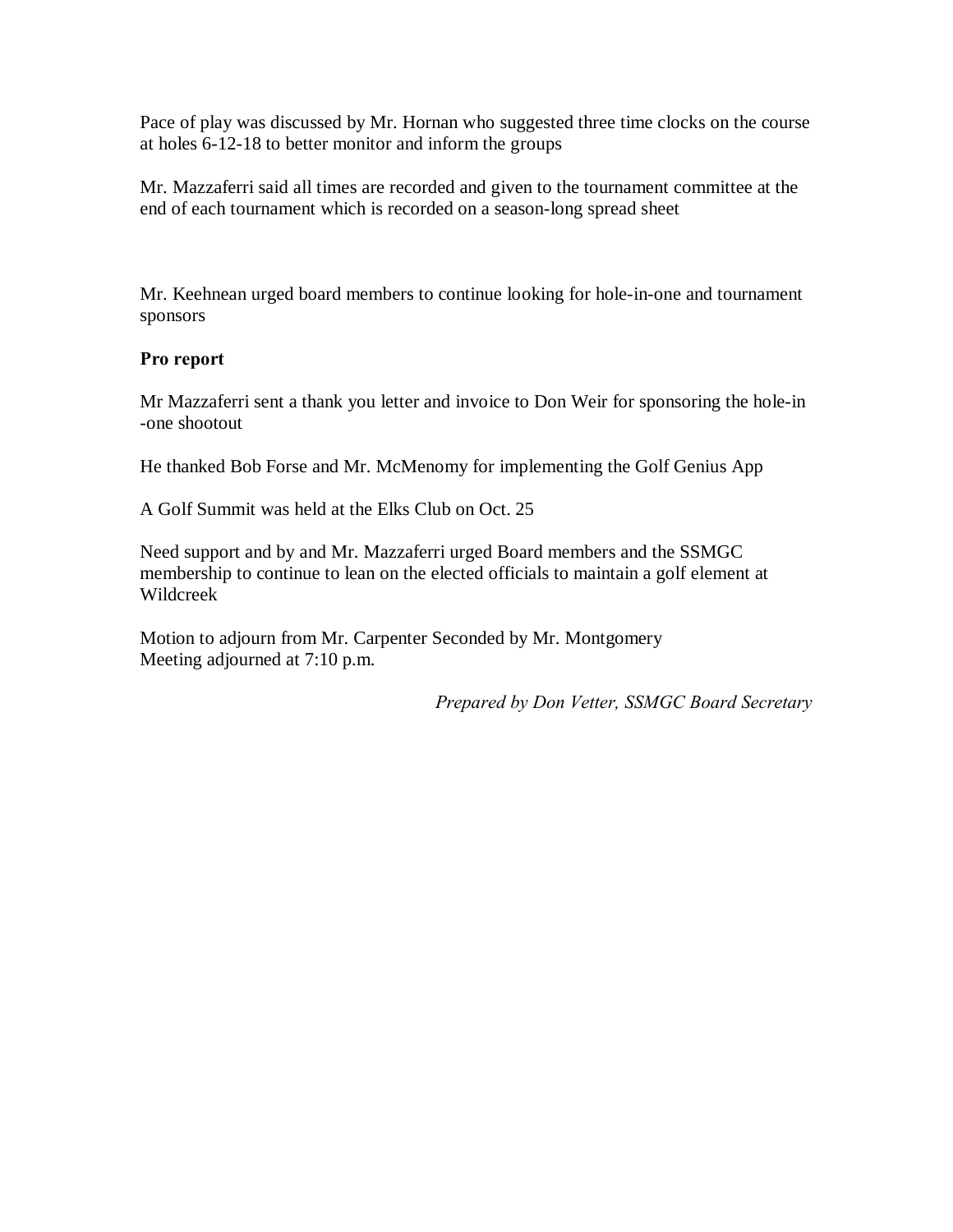Pace of play was discussed by Mr. Hornan who suggested three time clocks on the course at holes 6-12-18 to better monitor and inform the groups

Mr. Mazzaferri said all times are recorded and given to the tournament committee at the end of each tournament which is recorded on a season-long spread sheet

Mr. Keehnean urged board members to continue looking for hole-in-one and tournament sponsors

**Pro report**

Mr Mazzaferri sent a thank you letter and invoice to Don Weir for sponsoring the hole-in -one shootout

He thanked Bob Forse and Mr. McMenomy for implementing the Golf Genius App

A Golf Summit was held at the Elks Club on Oct. 25

Need support and by and Mr. Mazzaferri urged Board members and the SSMGC membership to continue to lean on the elected officials to maintain a golf element at Wildcreek

Motion to adjourn from Mr. Carpenter Seconded by Mr. Montgomery
Meeting adjourned at 7:10 p.m.

*Prepared by Don Vetter, SSMGC Board Secretary*